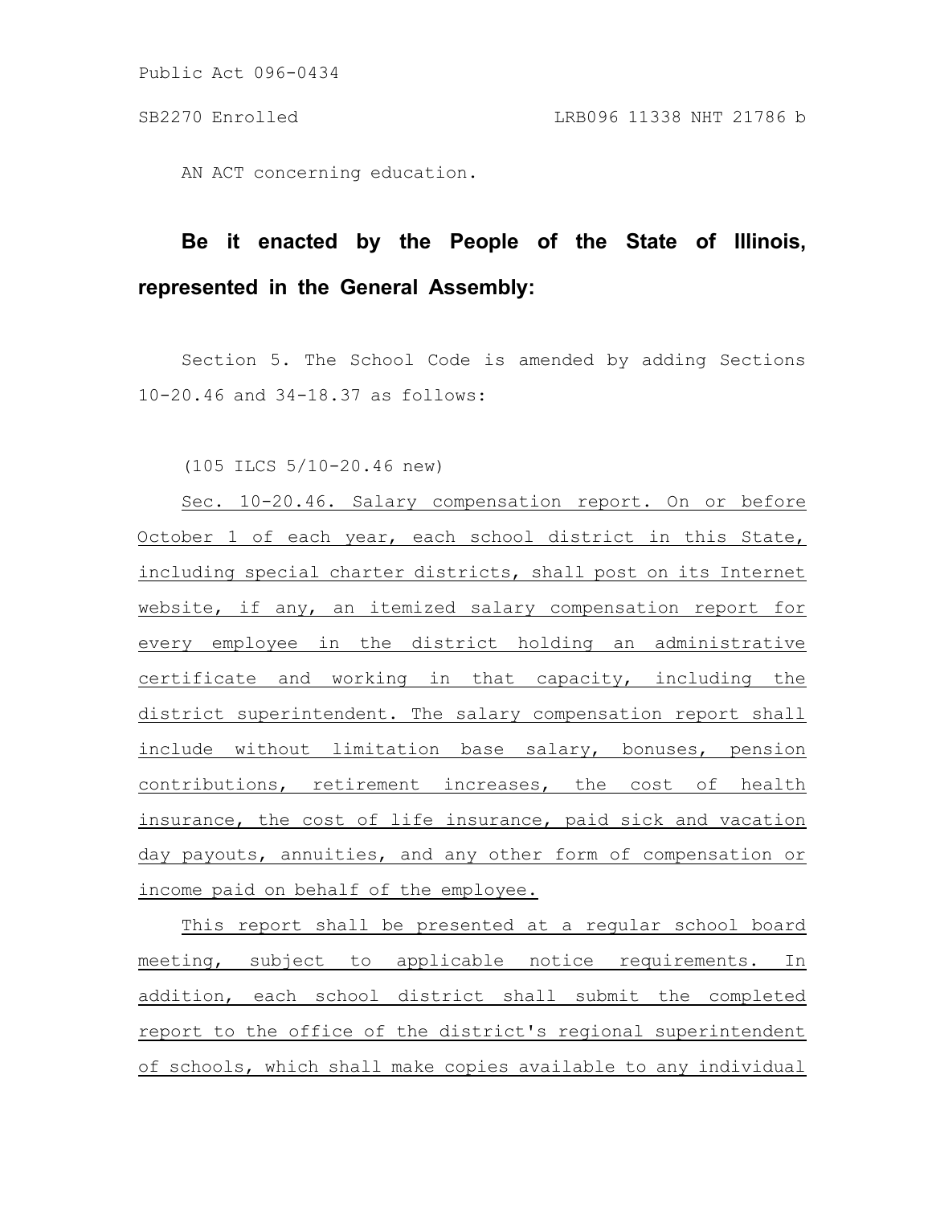Public Act 096-0434

SB2270 Enrolled LRB096 11338 NHT 21786 b

AN ACT concerning education.

**Be it enacted by the People of the State of Illinois, represented in the General Assembly:**

Section 5. The School Code is amended by adding Sections 10-20.46 and 34-18.37 as follows:

(105 ILCS 5/10-20.46 new)

Sec. 10-20.46. Salary compensation report. On or before October 1 of each year, each school district in this State, including special charter districts, shall post on its Internet website, if any, an itemized salary compensation report for every employee in the district holding an administrative certificate and working in that capacity, including the district superintendent. The salary compensation report shall include without limitation base salary, bonuses, pension contributions, retirement increases, the cost of health insurance, the cost of life insurance, paid sick and vacation day payouts, annuities, and any other form of compensation or income paid on behalf of the employee.

This report shall be presented at a regular school board meeting, subject to applicable notice requirements. In addition, each school district shall submit the completed report to the office of the district's regional superintendent of schools, which shall make copies available to any individual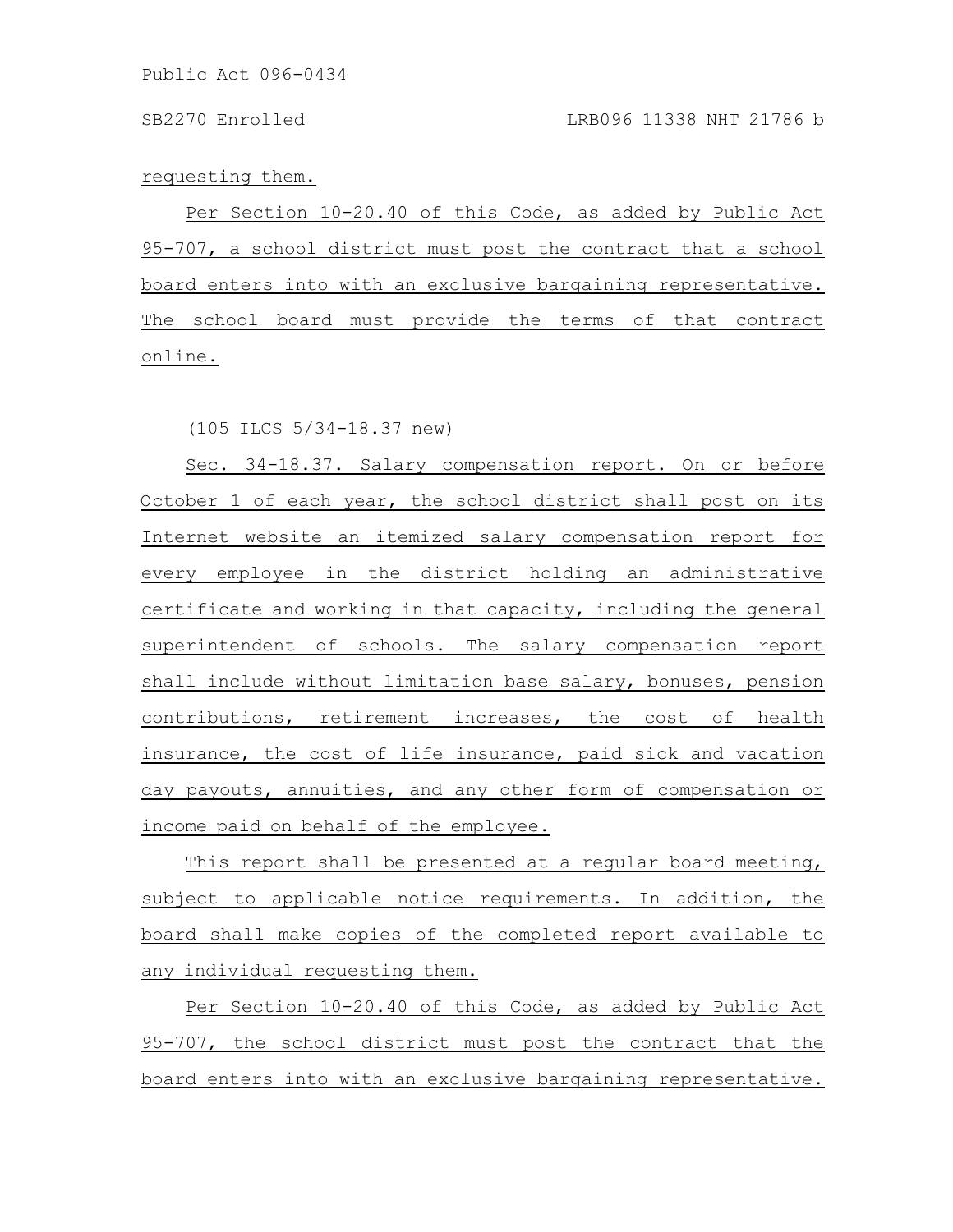requesting them.

Per Section 10-20.40 of this Code, as added by Public Act 95-707, a school district must post the contract that a school board enters into with an exclusive bargaining representative. The school board must provide the terms of that contract online.

(105 ILCS 5/34-18.37 new)

Sec. 34-18.37. Salary compensation report. On or before October 1 of each year, the school district shall post on its Internet website an itemized salary compensation report for every employee in the district holding an administrative certificate and working in that capacity, including the general superintendent of schools. The salary compensation report shall include without limitation base salary, bonuses, pension contributions, retirement increases, the cost of health insurance, the cost of life insurance, paid sick and vacation day payouts, annuities, and any other form of compensation or income paid on behalf of the employee.

This report shall be presented at a regular board meeting, subject to applicable notice requirements. In addition, the board shall make copies of the completed report available to any individual requesting them.

Per Section 10-20.40 of this Code, as added by Public Act 95-707, the school district must post the contract that the board enters into with an exclusive bargaining representative.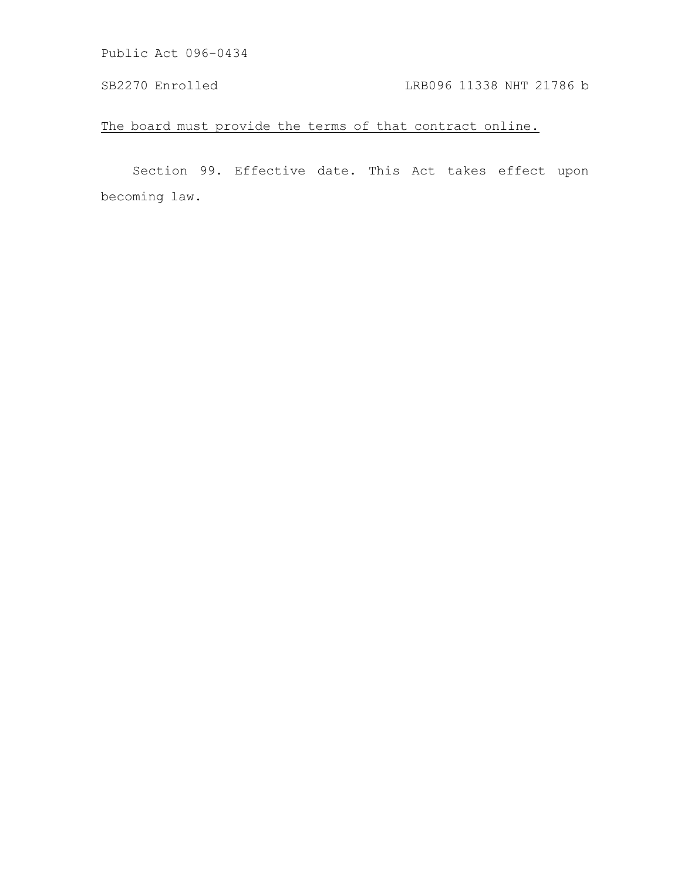<u>The board must provide the terms of that contract online.</u>

Section 99. Effective date. This Act takes effect upon becoming law.